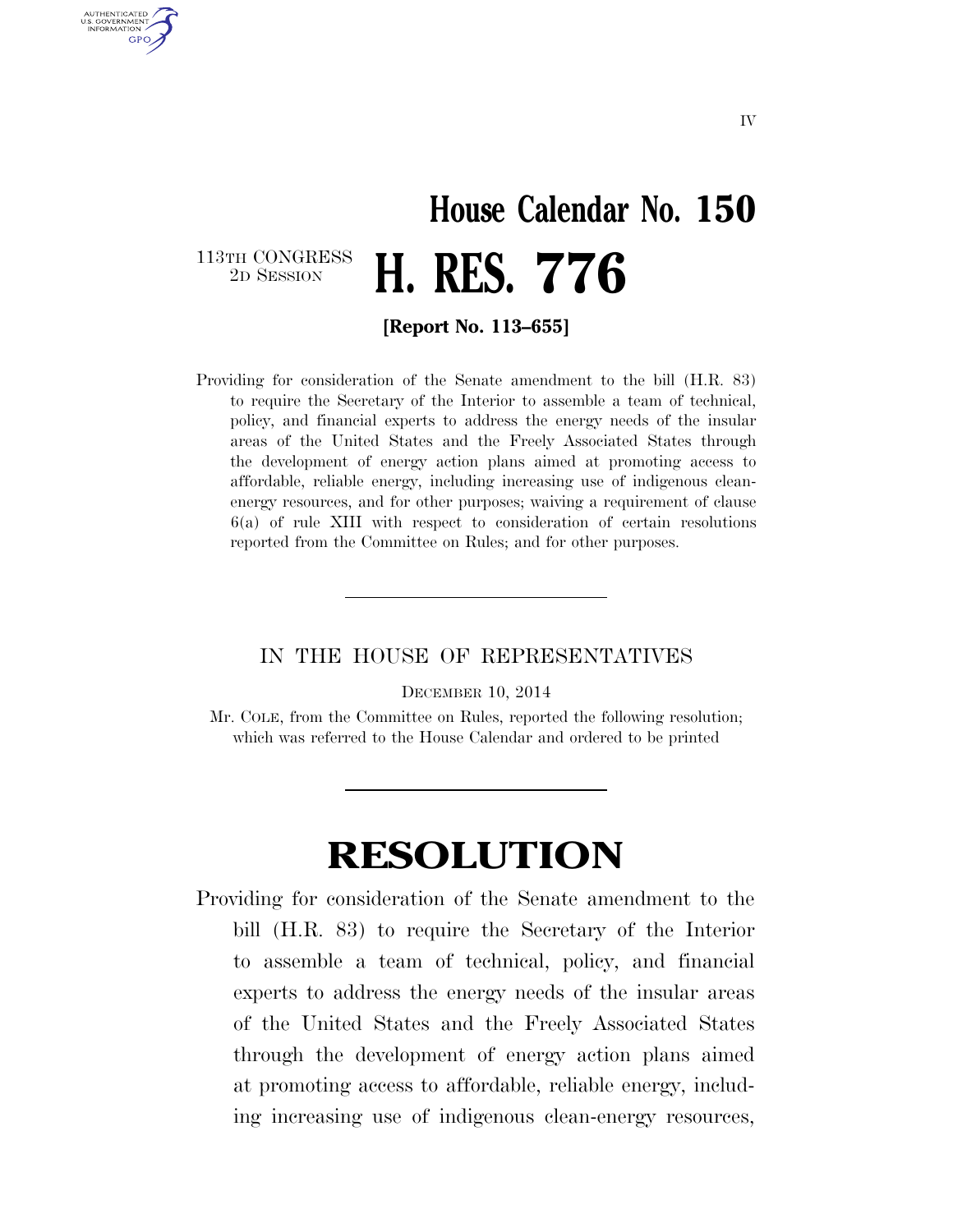# House Calendar No. 150

113TH CONGRESS
2D SESSION

# H. RES. 776

**[Report No. 113–655]**

Providing for consideration of the Senate amendment to the bill (H.R. 83) to require the Secretary of the Interior to assemble a team of technical, policy, and financial experts to address the energy needs of the insular areas of the United States and the Freely Associated States through the development of energy action plans aimed at promoting access to affordable, reliable energy, including increasing use of indigenous clean-energy resources, and for other purposes; waiving a requirement of clause 6(a) of rule XIII with respect to consideration of certain resolutions reported from the Committee on Rules; and for other purposes.

---

IN THE HOUSE OF REPRESENTATIVES

DECEMBER 10, 2014

Mr. COLE, from the Committee on Rules, reported the following resolution; which was referred to the House Calendar and ordered to be printed

---

# RESOLUTION

Providing for consideration of the Senate amendment to the bill (H.R. 83) to require the Secretary of the Interior to assemble a team of technical, policy, and financial experts to address the energy needs of the insular areas of the United States and the Freely Associated States through the development of energy action plans aimed at promoting access to affordable, reliable energy, including increasing use of indigenous clean-energy resources,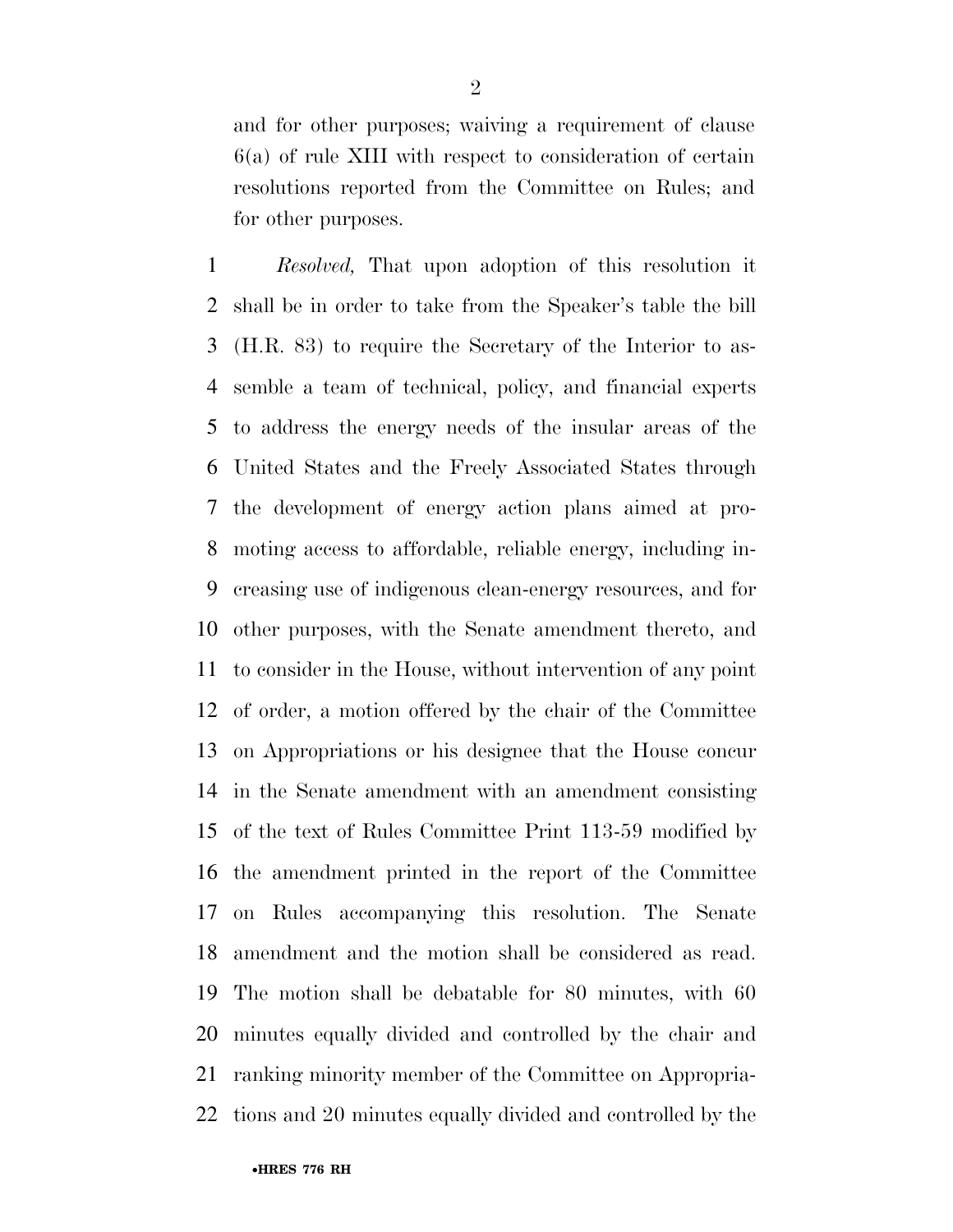and for other purposes; waiving a requirement of clause 6(a) of rule XIII with respect to consideration of certain resolutions reported from the Committee on Rules; and for other purposes.

1 *Resolved,* That upon adoption of this resolution it
2 shall be in order to take from the Speaker's table the bill
3 (H.R. 83) to require the Secretary of the Interior to as-
4 semble a team of technical, policy, and financial experts
5 to address the energy needs of the insular areas of the
6 United States and the Freely Associated States through
7 the development of energy action plans aimed at pro-
8 moting access to affordable, reliable energy, including in-
9 creasing use of indigenous clean-energy resources, and for
10 other purposes, with the Senate amendment thereto, and
11 to consider in the House, without intervention of any point
12 of order, a motion offered by the chair of the Committee
13 on Appropriations or his designee that the House concur
14 in the Senate amendment with an amendment consisting
15 of the text of Rules Committee Print 113-59 modified by
16 the amendment printed in the report of the Committee
17 on Rules accompanying this resolution. The Senate
18 amendment and the motion shall be considered as read.
19 The motion shall be debatable for 80 minutes, with 60
20 minutes equally divided and controlled by the chair and
21 ranking minority member of the Committee on Appropria-
22 tions and 20 minutes equally divided and controlled by the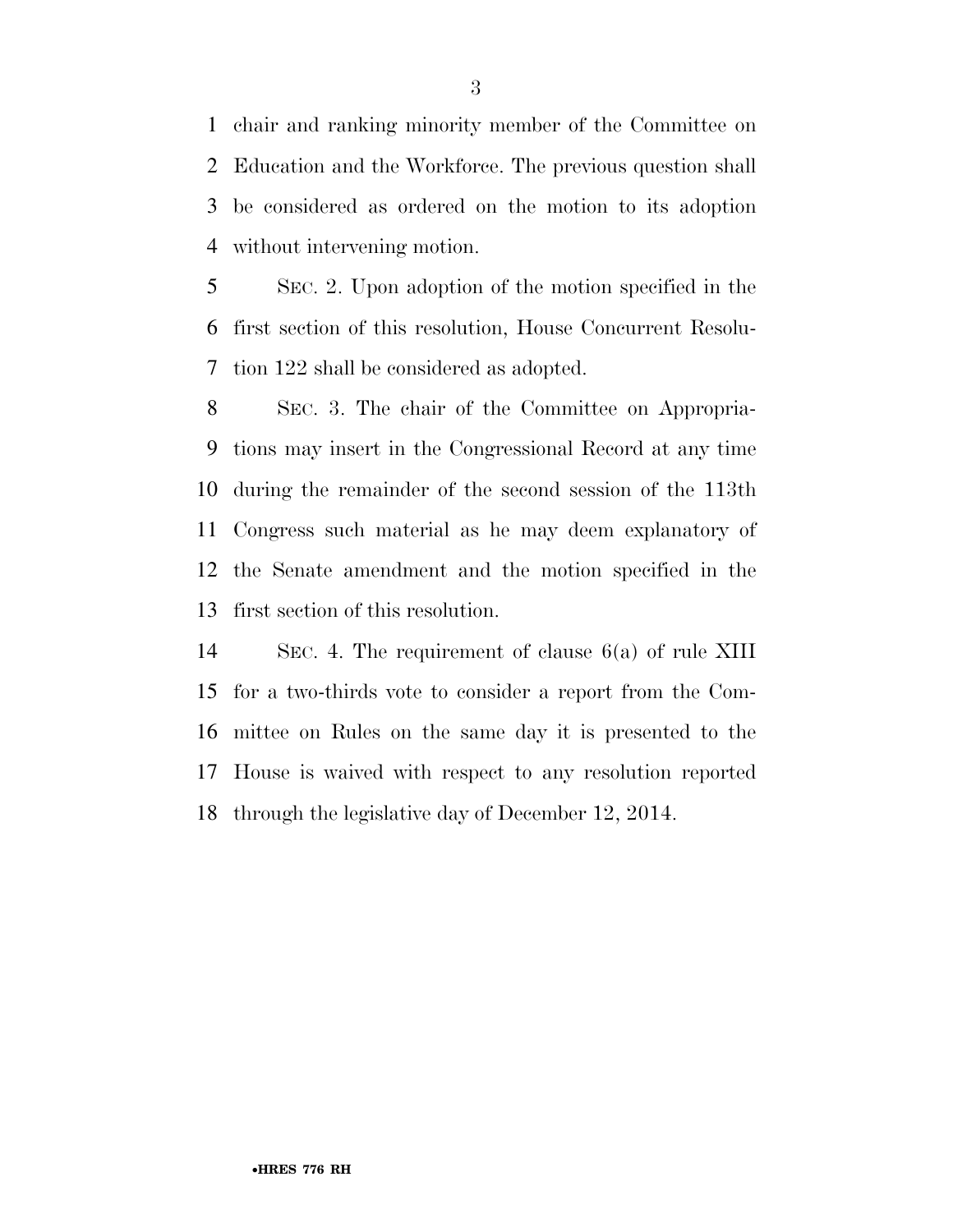chair and ranking minority member of the Committee on Education and the Workforce. The previous question shall be considered as ordered on the motion to its adoption without intervening motion.

SEC. 2. Upon adoption of the motion specified in the first section of this resolution, House Concurrent Resolution 122 shall be considered as adopted.

SEC. 3. The chair of the Committee on Appropriations may insert in the Congressional Record at any time during the remainder of the second session of the 113th Congress such material as he may deem explanatory of the Senate amendment and the motion specified in the first section of this resolution.

SEC. 4. The requirement of clause 6(a) of rule XIII for a two-thirds vote to consider a report from the Committee on Rules on the same day it is presented to the House is waived with respect to any resolution reported through the legislative day of December 12, 2014.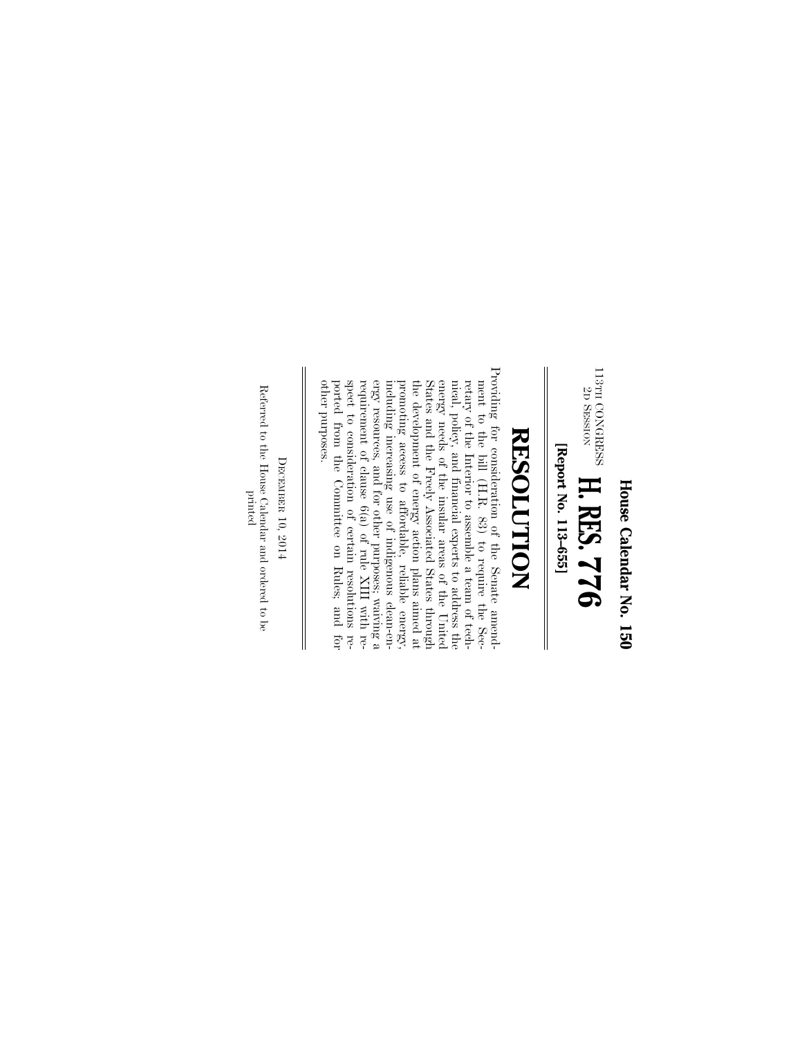# House Calendar No. 150

113TH CONGRESS
2D SESSION

# H. RES. 776

**[Report No. 113–655]**

# RESOLUTION

Providing for consideration of the Senate amendment to the bill (H.R. 83) to require the Secretary of the Interior to assemble a team of technical, policy, and financial experts to address the energy needs of the insular areas of the United States and the Freely Associated States through the development of energy action plans aimed at promoting access to affordable, reliable energy, including increasing use of indigenous clean-energy resources, and for other purposes; waiving a requirement of clause 6(a) of rule XIII with respect to consideration of certain resolutions reported from the Committee on Rules; and for other purposes.

DECEMBER 10, 2014

Referred to the House Calendar and ordered to be printed